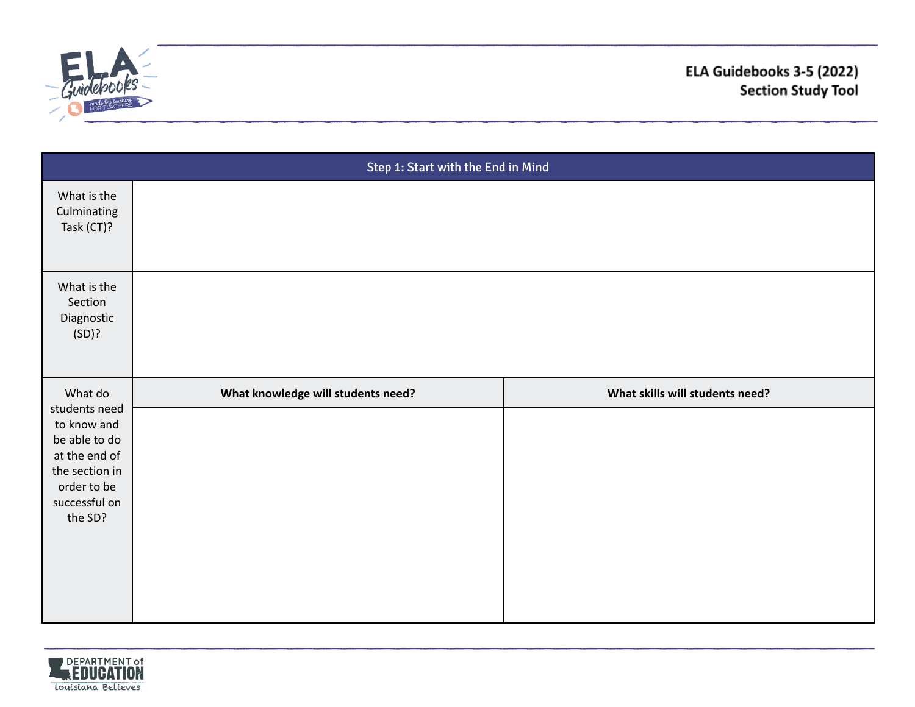# ELA Guidebooks 3-5 (2022)
## Section Study Tool

| Step 1: Start with the End in Mind | | |
|---|---|---|
| What is the Culminating Task (CT)? | | |
| What is the Section Diagnostic (SD)? | | |
| What do students need to know and be able to do at the end of the section in order to be successful on the SD? | **What knowledge will students need?** | **What skills will students need?** |
| | | |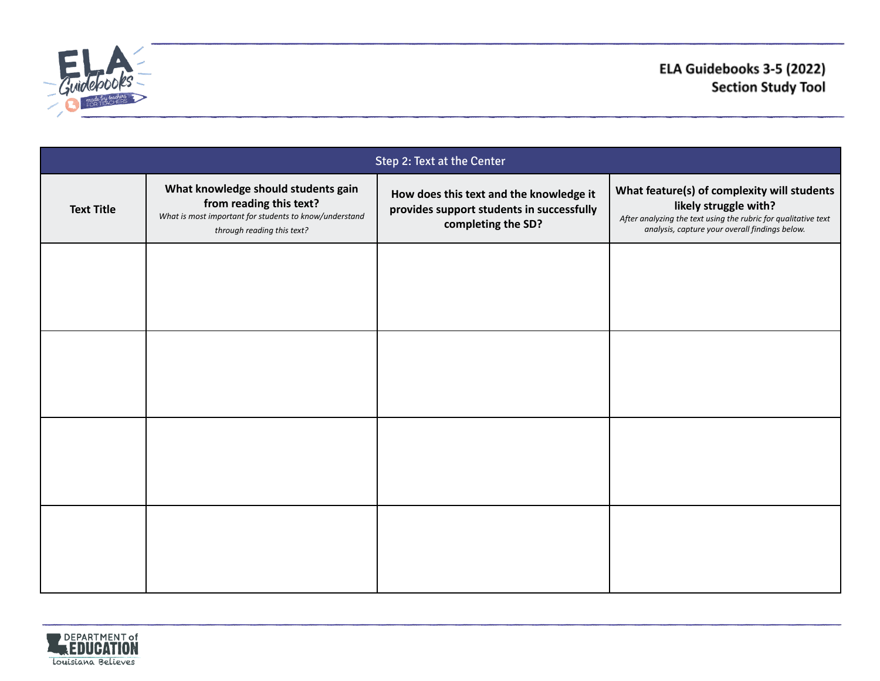| Step 2: Text at the Center | | | |
|---|---|---|---|
| **Text Title** | **What knowledge should students gain from reading this text?** *What is most important for students to know/understand through reading this text?* | **How does this text and the knowledge it provides support students in successfully completing the SD?** | **What feature(s) of complexity will students likely struggle with?** *After analyzing the text using the rubric for qualitative text analysis, capture your overall findings below.* |
| | | | |
| | | | |
| | | | |
| | | | |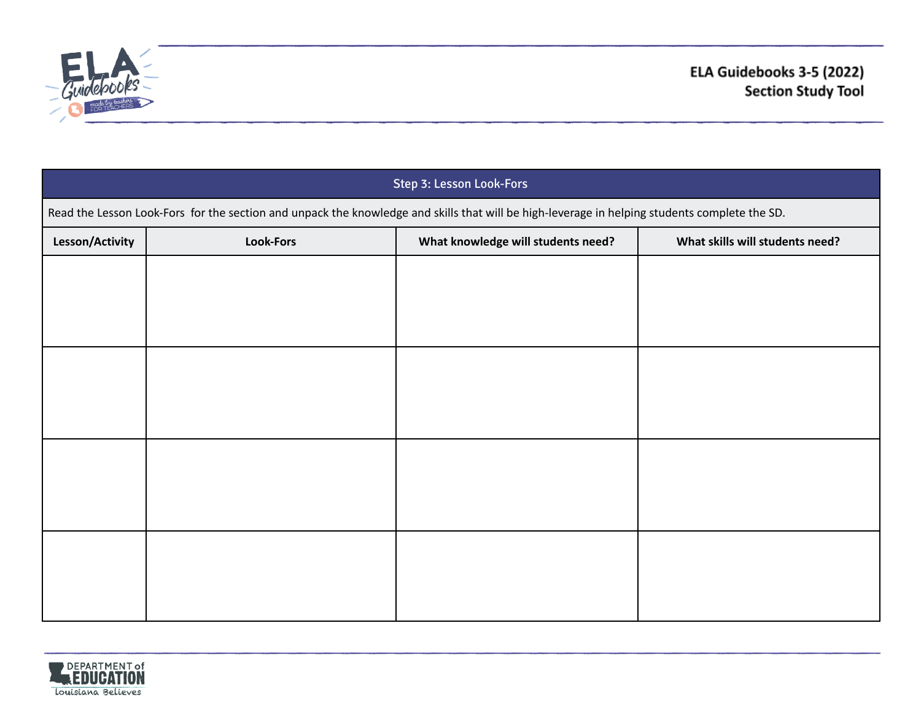ELA Guidebooks 3-5 (2022)
Section Study Tool

| Step 3: Lesson Look-Fors | | | |
|---|---|---|---|
| Read the Lesson Look-Fors  for the section and unpack the knowledge and skills that will be high-leverage in helping students complete the SD. | | | |
| **Lesson/Activity** | **Look-Fors** | **What knowledge will students need?** | **What skills will students need?** |
| | | | |
| | | | |
| | | | |
| | | | |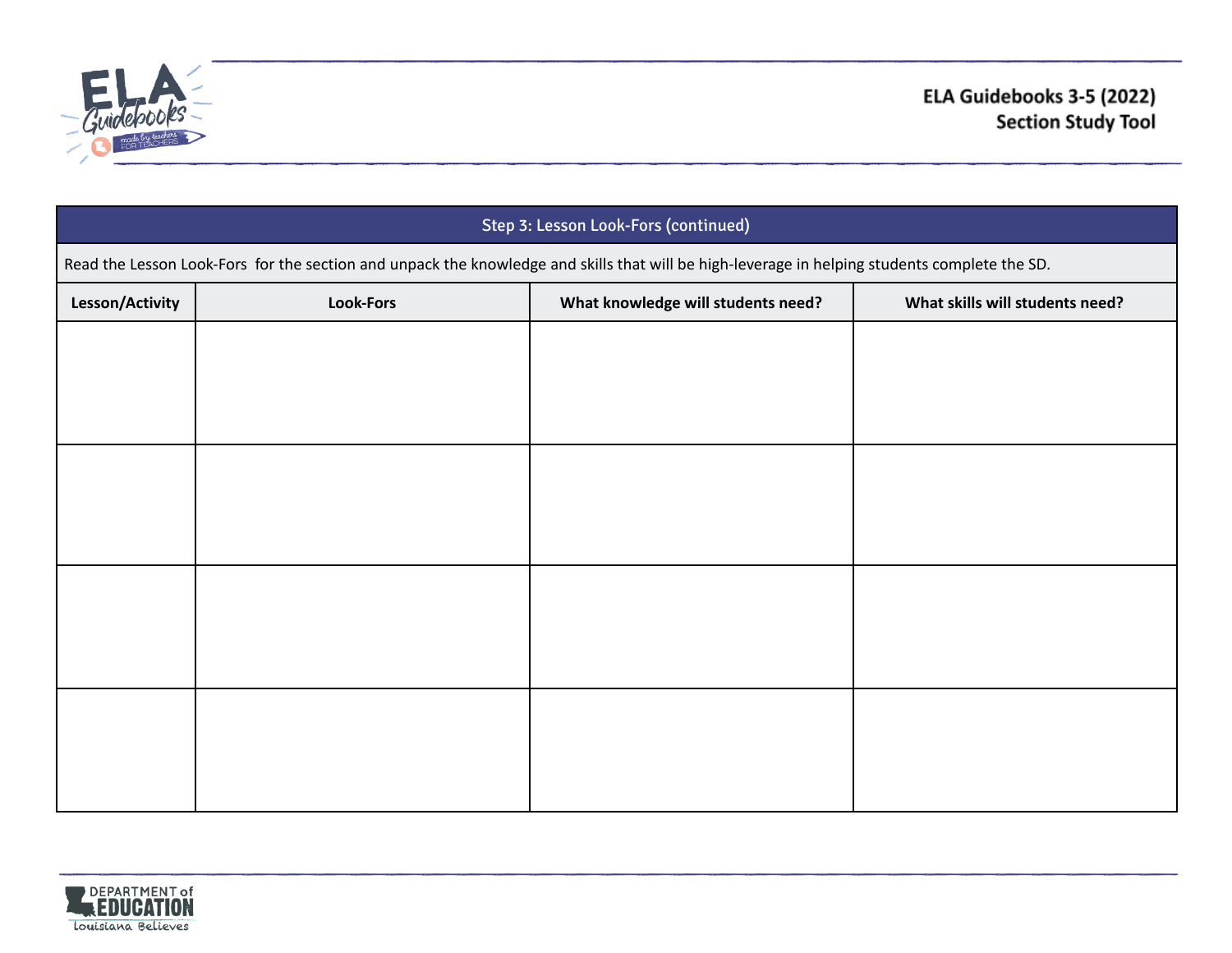| Step 3: Lesson Look-Fors (continued) | | | |
|---|---|---|---|
| Read the Lesson Look-Fors  for the section and unpack the knowledge and skills that will be high-leverage in helping students complete the SD. | | | |
| **Lesson/Activity** | **Look-Fors** | **What knowledge will students need?** | **What skills will students need?** |
| | | | |
| | | | |
| | | | |
| | | | |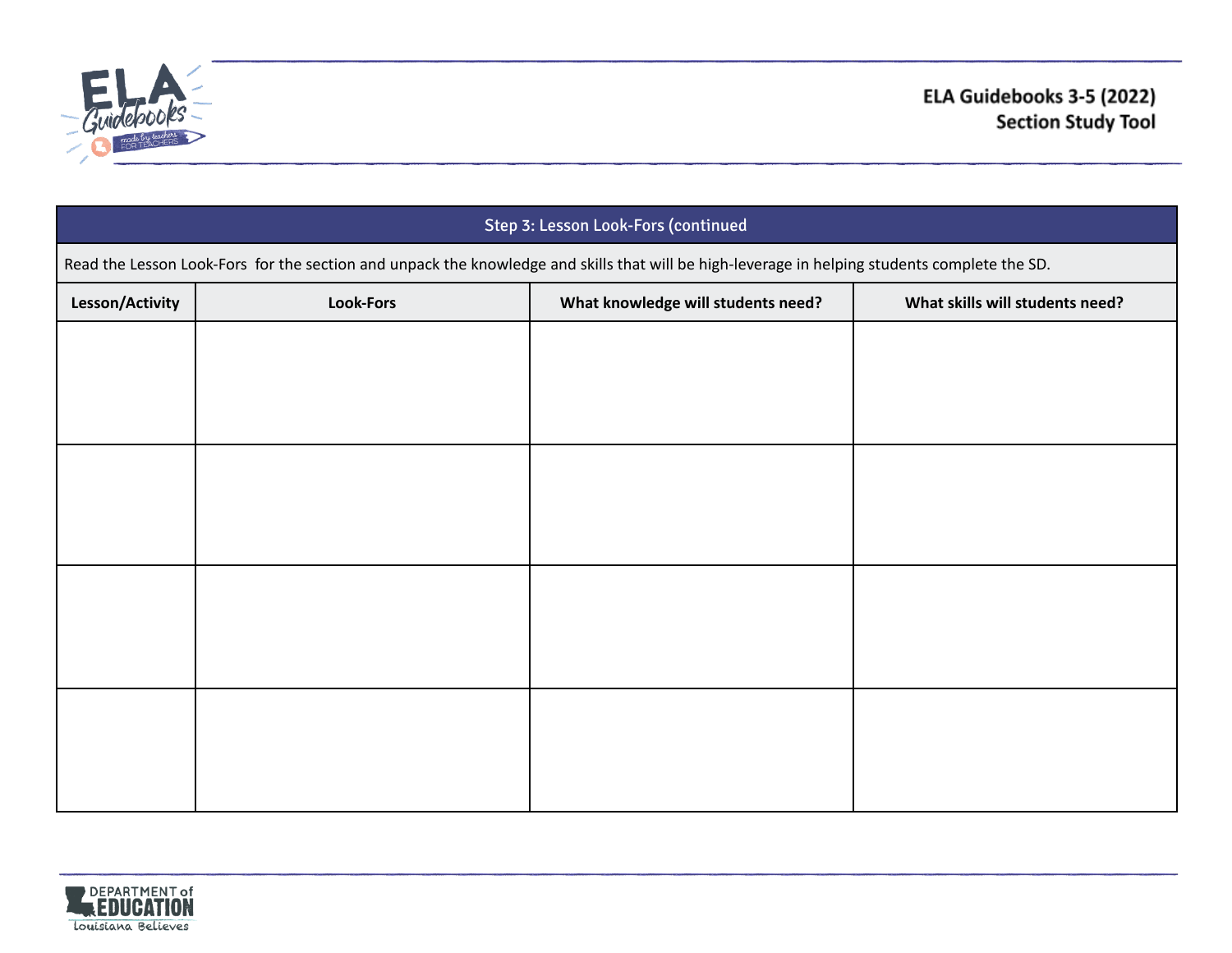| Step 3: Lesson Look-Fors (continued | | | |
|---|---|---|---|
| Read the Lesson Look-Fors for the section and unpack the knowledge and skills that will be high-leverage in helping students complete the SD. | | | |
| **Lesson/Activity** | **Look-Fors** | **What knowledge will students need?** | **What skills will students need?** |
| | | | |
| | | | |
| | | | |
| | | | |